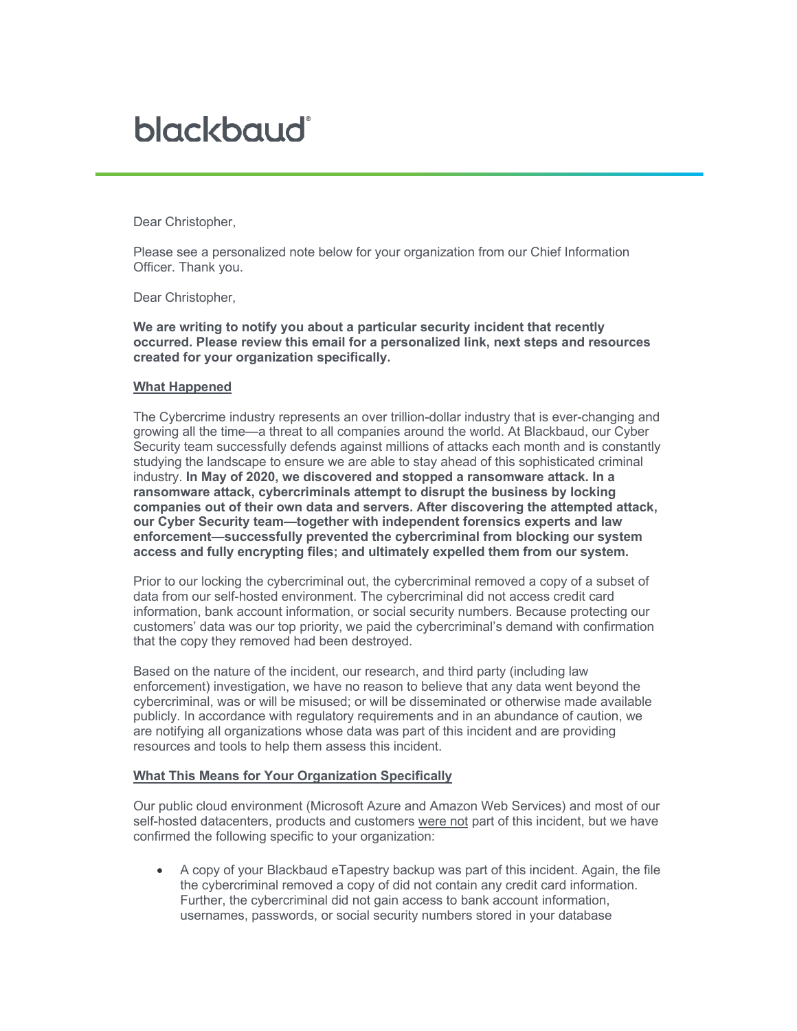# blackbaud

Dear Christopher,

Please see a personalized note below for your organization from our Chief Information Officer. Thank you.

Dear Christopher,

**We are writing to notify you about a particular security incident that recently occurred. Please review this email for a personalized link, next steps and resources created for your organization specifically.**

## What Happened

The Cybercrime industry represents an over trillion-dollar industry that is ever-changing and growing all the time—a threat to all companies around the world. At Blackbaud, our Cyber Security team successfully defends against millions of attacks each month and is constantly studying the landscape to ensure we are able to stay ahead of this sophisticated criminal industry. **In May of 2020, we discovered and stopped a ransomware attack. In a ransomware attack, cybercriminals attempt to disrupt the business by locking companies out of their own data and servers. After discovering the attempted attack, our Cyber Security team—together with independent forensics experts and law enforcement—successfully prevented the cybercriminal from blocking our system access and fully encrypting files; and ultimately expelled them from our system.**

Prior to our locking the cybercriminal out, the cybercriminal removed a copy of a subset of data from our self-hosted environment. The cybercriminal did not access credit card information, bank account information, or social security numbers. Because protecting our customers' data was our top priority, we paid the cybercriminal's demand with confirmation that the copy they removed had been destroyed.

Based on the nature of the incident, our research, and third party (including law enforcement) investigation, we have no reason to believe that any data went beyond the cybercriminal, was or will be misused; or will be disseminated or otherwise made available publicly. In accordance with regulatory requirements and in an abundance of caution, we are notifying all organizations whose data was part of this incident and are providing resources and tools to help them assess this incident.

## What This Means for Your Organization Specifically

Our public cloud environment (Microsoft Azure and Amazon Web Services) and most of our self-hosted datacenters, products and customers were not part of this incident, but we have confirmed the following specific to your organization:

- A copy of your Blackbaud eTapestry backup was part of this incident. Again, the file the cybercriminal removed a copy of did not contain any credit card information. Further, the cybercriminal did not gain access to bank account information, usernames, passwords, or social security numbers stored in your database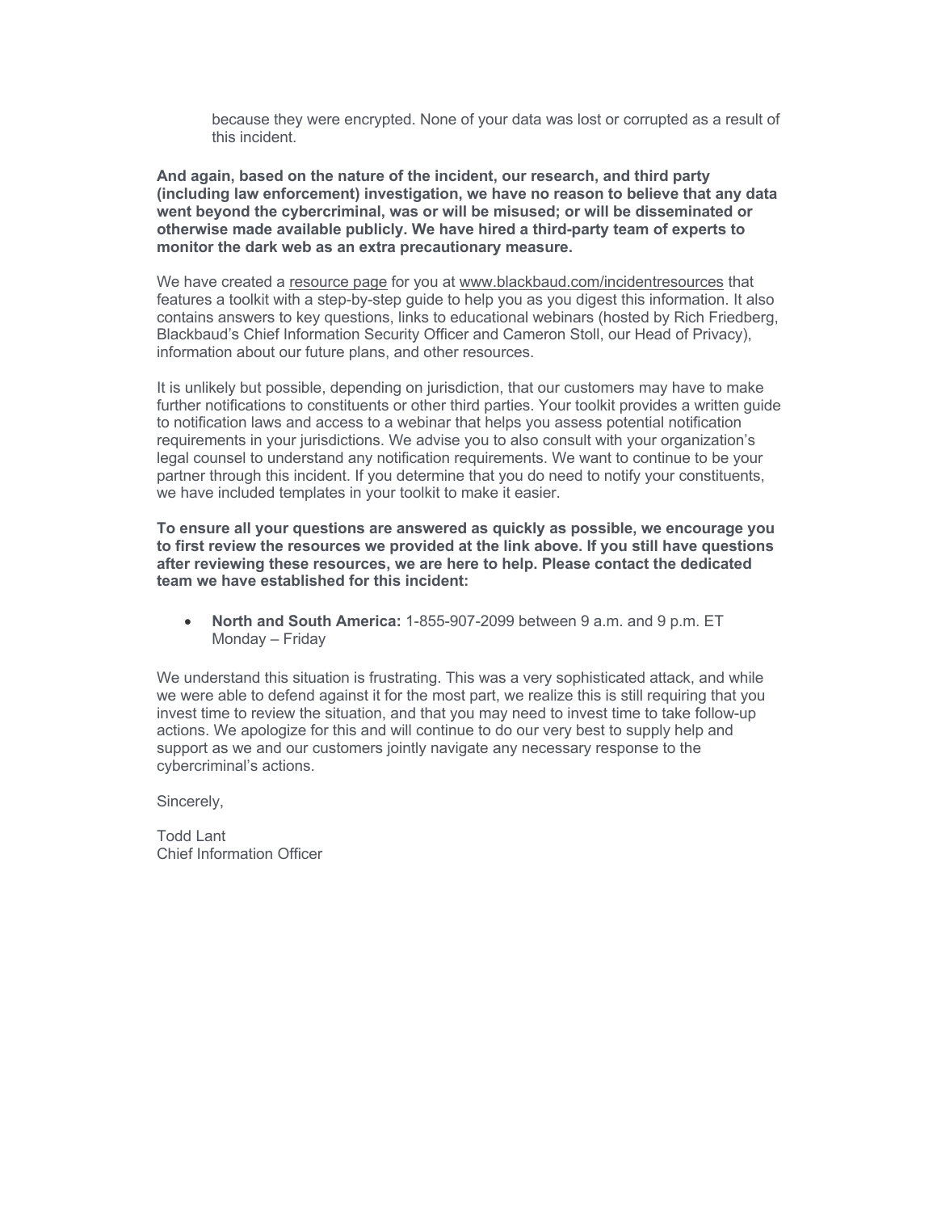because they were encrypted. None of your data was lost or corrupted as a result of this incident.

**And again, based on the nature of the incident, our research, and third party (including law enforcement) investigation, we have no reason to believe that any data went beyond the cybercriminal, was or will be misused; or will be disseminated or otherwise made available publicly. We have hired a third-party team of experts to monitor the dark web as an extra precautionary measure.**

We have created a resource page for you at www.blackbaud.com/incidentresources that features a toolkit with a step-by-step guide to help you as you digest this information. It also contains answers to key questions, links to educational webinars (hosted by Rich Friedberg, Blackbaud's Chief Information Security Officer and Cameron Stoll, our Head of Privacy), information about our future plans, and other resources.

It is unlikely but possible, depending on jurisdiction, that our customers may have to make further notifications to constituents or other third parties. Your toolkit provides a written guide to notification laws and access to a webinar that helps you assess potential notification requirements in your jurisdictions. We advise you to also consult with your organization's legal counsel to understand any notification requirements. We want to continue to be your partner through this incident. If you determine that you do need to notify your constituents, we have included templates in your toolkit to make it easier.

**To ensure all your questions are answered as quickly as possible, we encourage you to first review the resources we provided at the link above. If you still have questions after reviewing these resources, we are here to help. Please contact the dedicated team we have established for this incident:**

- **North and South America:** 1-855-907-2099 between 9 a.m. and 9 p.m. ET Monday – Friday

We understand this situation is frustrating. This was a very sophisticated attack, and while we were able to defend against it for the most part, we realize this is still requiring that you invest time to review the situation, and that you may need to invest time to take follow-up actions. We apologize for this and will continue to do our very best to supply help and support as we and our customers jointly navigate any necessary response to the cybercriminal's actions.

Sincerely,

Todd Lant
Chief Information Officer